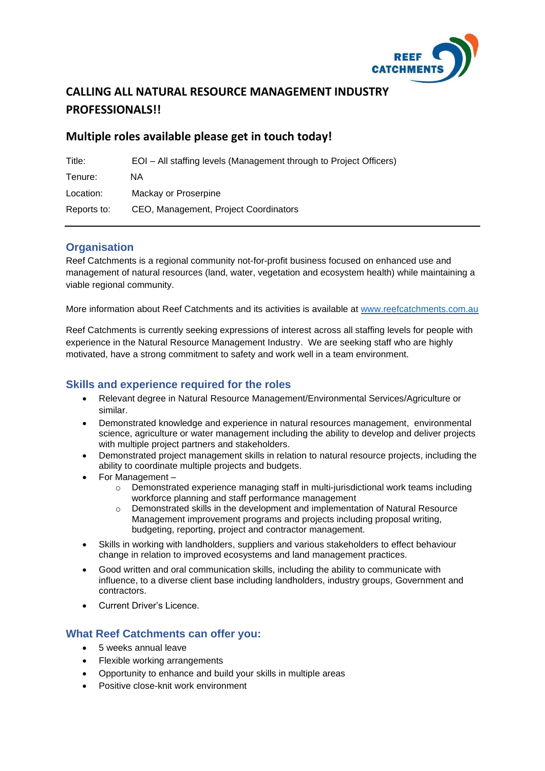# CALLING ALL NATURAL RESOURCE MANAGEMENT INDUSTRY PROFESSIONALS!!

## Multiple roles available please get in touch today!

| | |
|---|---|
| Title: | EOI – All staffing levels (Management through to Project Officers) |
| Tenure: | NA |
| Location: | Mackay or Proserpine |
| Reports to: | CEO, Management, Project Coordinators |

## Organisation

Reef Catchments is a regional community not-for-profit business focused on enhanced use and management of natural resources (land, water, vegetation and ecosystem health) while maintaining a viable regional community.

More information about Reef Catchments and its activities is available at www.reefcatchments.com.au

Reef Catchments is currently seeking expressions of interest across all staffing levels for people with experience in the Natural Resource Management Industry. We are seeking staff who are highly motivated, have a strong commitment to safety and work well in a team environment.

## Skills and experience required for the roles

- Relevant degree in Natural Resource Management/Environmental Services/Agriculture or similar.
- Demonstrated knowledge and experience in natural resources management, environmental science, agriculture or water management including the ability to develop and deliver projects with multiple project partners and stakeholders.
- Demonstrated project management skills in relation to natural resource projects, including the ability to coordinate multiple projects and budgets.
- For Management –
    - Demonstrated experience managing staff in multi-jurisdictional work teams including workforce planning and staff performance management
    - Demonstrated skills in the development and implementation of Natural Resource Management improvement programs and projects including proposal writing, budgeting, reporting, project and contractor management.
- Skills in working with landholders, suppliers and various stakeholders to effect behaviour change in relation to improved ecosystems and land management practices.
- Good written and oral communication skills, including the ability to communicate with influence, to a diverse client base including landholders, industry groups, Government and contractors.
- Current Driver's Licence.

## What Reef Catchments can offer you:

- 5 weeks annual leave
- Flexible working arrangements
- Opportunity to enhance and build your skills in multiple areas
- Positive close-knit work environment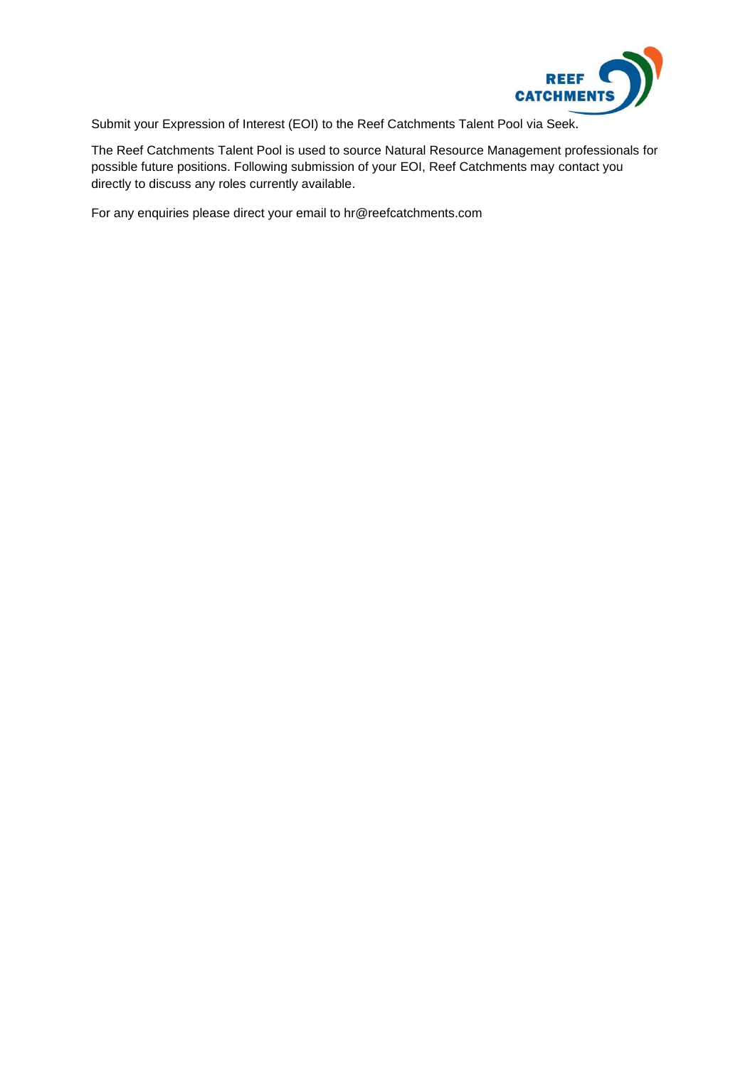Submit your Expression of Interest (EOI) to the Reef Catchments Talent Pool via Seek.

The Reef Catchments Talent Pool is used to source Natural Resource Management professionals for possible future positions. Following submission of your EOI, Reef Catchments may contact you directly to discuss any roles currently available.

For any enquiries please direct your email to hr@reefcatchments.com